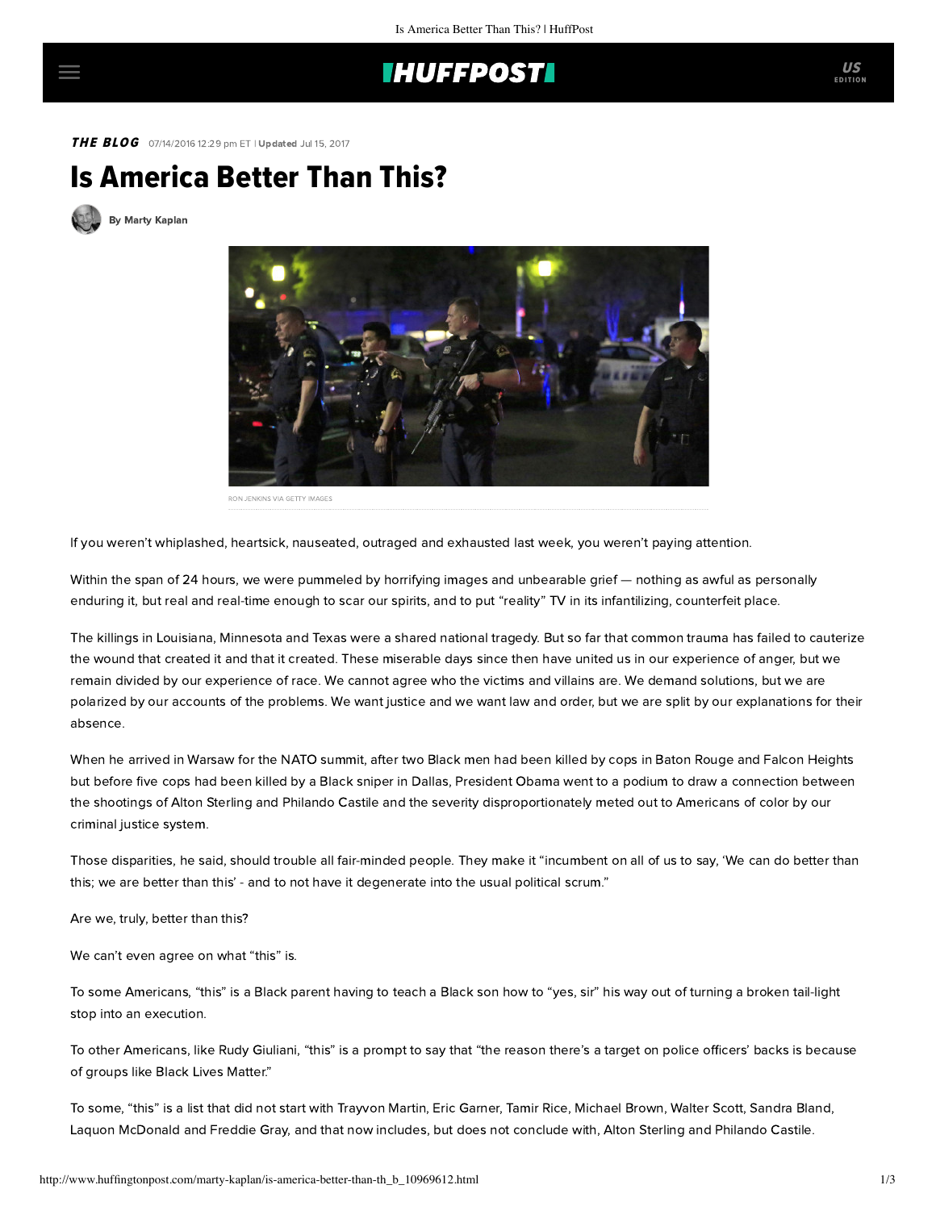**THE BLOG** 07/14/2016 12:29 pm ET | **Updated** Jul 15, 2017

# Is America Better Than This?

By Marty Kaplan

RON JENKINS VIA GETTY IMAGES

If you weren't whiplashed, heartsick, nauseated, outraged and exhausted last week, you weren't paying attention.

Within the span of 24 hours, we were pummeled by horrifying images and unbearable grief — nothing as awful as personally enduring it, but real and real-time enough to scar our spirits, and to put "reality" TV in its infantilizing, counterfeit place.

The killings in Louisiana, Minnesota and Texas were a shared national tragedy. But so far that common trauma has failed to cauterize the wound that created it and that it created. These miserable days since then have united us in our experience of anger, but we remain divided by our experience of race. We cannot agree who the victims and villains are. We demand solutions, but we are polarized by our accounts of the problems. We want justice and we want law and order, but we are split by our explanations for their absence.

When he arrived in Warsaw for the NATO summit, after two Black men had been killed by cops in Baton Rouge and Falcon Heights but before five cops had been killed by a Black sniper in Dallas, President Obama went to a podium to draw a connection between the shootings of Alton Sterling and Philando Castile and the severity disproportionately meted out to Americans of color by our criminal justice system.

Those disparities, he said, should trouble all fair-minded people. They make it "incumbent on all of us to say, 'We can do better than this; we are better than this' - and to not have it degenerate into the usual political scrum."

Are we, truly, better than this?

We can't even agree on what "this" is.

To some Americans, "this" is a Black parent having to teach a Black son how to "yes, sir" his way out of turning a broken tail-light stop into an execution.

To other Americans, like Rudy Giuliani, "this" is a prompt to say that "the reason there's a target on police officers' backs is because of groups like Black Lives Matter."

To some, "this" is a list that did not start with Trayvon Martin, Eric Garner, Tamir Rice, Michael Brown, Walter Scott, Sandra Bland, Laquon McDonald and Freddie Gray, and that now includes, but does not conclude with, Alton Sterling and Philando Castile.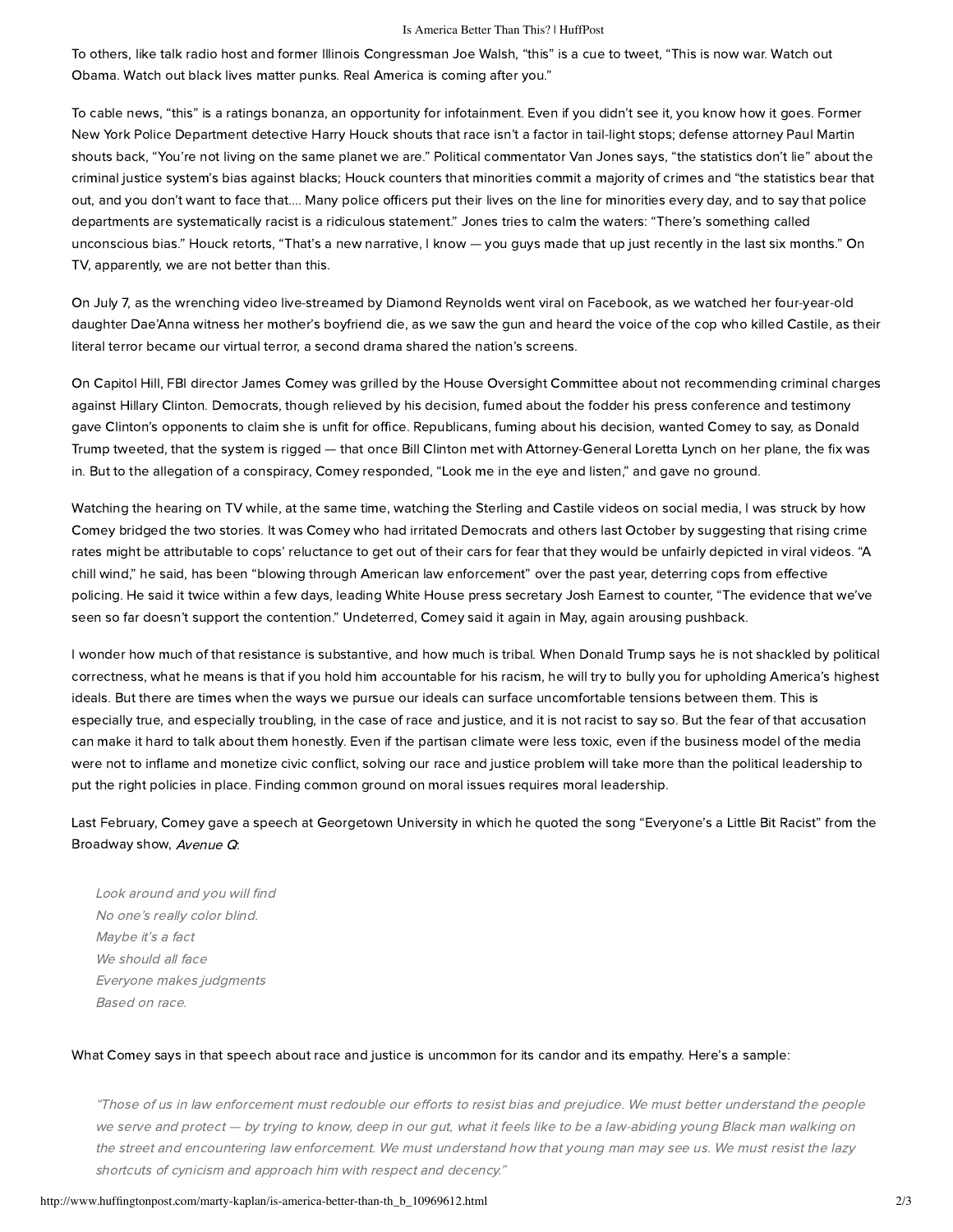To others, like talk radio host and former Illinois Congressman Joe Walsh, "this" is a cue to tweet, "This is now war. Watch out Obama. Watch out black lives matter punks. Real America is coming after you."

To cable news, "this" is a ratings bonanza, an opportunity for infotainment. Even if you didn't see it, you know how it goes. Former New York Police Department detective Harry Houck shouts that race isn't a factor in tail-light stops; defense attorney Paul Martin shouts back, "You're not living on the same planet we are." Political commentator Van Jones says, "the statistics don't lie" about the criminal justice system's bias against blacks; Houck counters that minorities commit a majority of crimes and "the statistics bear that out, and you don't want to face that.... Many police officers put their lives on the line for minorities every day, and to say that police departments are systematically racist is a ridiculous statement." Jones tries to calm the waters: "There's something called unconscious bias." Houck retorts, "That's a new narrative, I know — you guys made that up just recently in the last six months." On TV, apparently, we are not better than this.

On July 7, as the wrenching video live-streamed by Diamond Reynolds went viral on Facebook, as we watched her four-year-old daughter Dae'Anna witness her mother's boyfriend die, as we saw the gun and heard the voice of the cop who killed Castile, as their literal terror became our virtual terror, a second drama shared the nation's screens.

On Capitol Hill, FBI director James Comey was grilled by the House Oversight Committee about not recommending criminal charges against Hillary Clinton. Democrats, though relieved by his decision, fumed about the fodder his press conference and testimony gave Clinton's opponents to claim she is unfit for office. Republicans, fuming about his decision, wanted Comey to say, as Donald Trump tweeted, that the system is rigged — that once Bill Clinton met with Attorney-General Loretta Lynch on her plane, the fix was in. But to the allegation of a conspiracy, Comey responded, "Look me in the eye and listen," and gave no ground.

Watching the hearing on TV while, at the same time, watching the Sterling and Castile videos on social media, I was struck by how Comey bridged the two stories. It was Comey who had irritated Democrats and others last October by suggesting that rising crime rates might be attributable to cops' reluctance to get out of their cars for fear that they would be unfairly depicted in viral videos. "A chill wind," he said, has been "blowing through American law enforcement" over the past year, deterring cops from effective policing. He said it twice within a few days, leading White House press secretary Josh Earnest to counter, "The evidence that we've seen so far doesn't support the contention." Undeterred, Comey said it again in May, again arousing pushback.

I wonder how much of that resistance is substantive, and how much is tribal. When Donald Trump says he is not shackled by political correctness, what he means is that if you hold him accountable for his racism, he will try to bully you for upholding America's highest ideals. But there are times when the ways we pursue our ideals can surface uncomfortable tensions between them. This is especially true, and especially troubling, in the case of race and justice, and it is not racist to say so. But the fear of that accusation can make it hard to talk about them honestly. Even if the partisan climate were less toxic, even if the business model of the media were not to inflame and monetize civic conflict, solving our race and justice problem will take more than the political leadership to put the right policies in place. Finding common ground on moral issues requires moral leadership.

Last February, Comey gave a speech at Georgetown University in which he quoted the song "Everyone's a Little Bit Racist" from the Broadway show, *Avenue Q*:

> *Look around and you will find*
> *No one's really color blind.*
> *Maybe it's a fact*
> *We should all face*
> *Everyone makes judgments*
> *Based on race.*

What Comey says in that speech about race and justice is uncommon for its candor and its empathy. Here's a sample:

> *"Those of us in law enforcement must redouble our efforts to resist bias and prejudice. We must better understand the people we serve and protect — by trying to know, deep in our gut, what it feels like to be a law-abiding young Black man walking on the street and encountering law enforcement. We must understand how that young man may see us. We must resist the lazy shortcuts of cynicism and approach him with respect and decency."*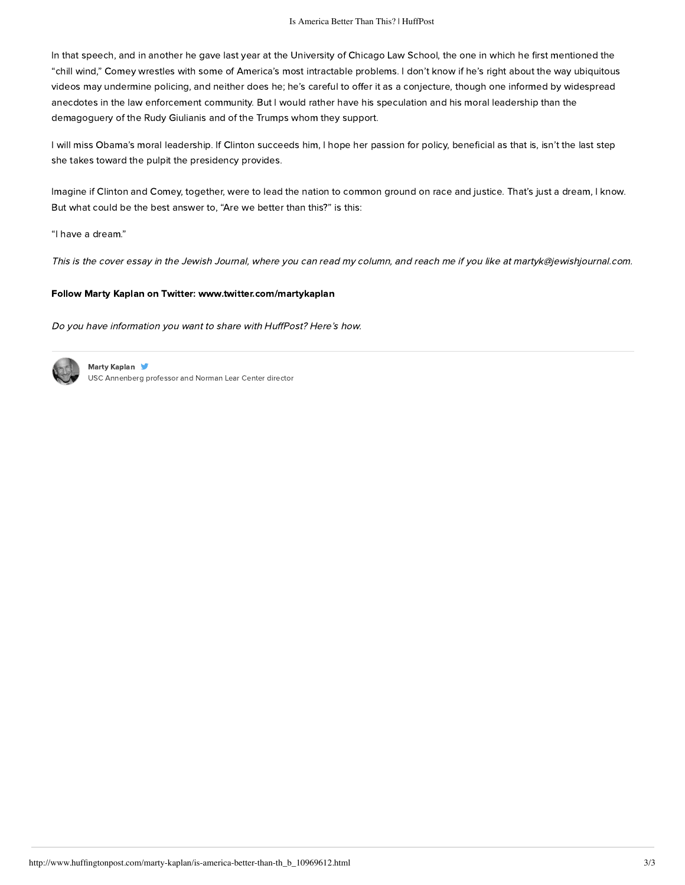In that speech, and in another he gave last year at the University of Chicago Law School, the one in which he first mentioned the "chill wind," Comey wrestles with some of America's most intractable problems. I don't know if he's right about the way ubiquitous videos may undermine policing, and neither does he; he's careful to offer it as a conjecture, though one informed by widespread anecdotes in the law enforcement community. But I would rather have his speculation and his moral leadership than the demagoguery of the Rudy Giulianis and of the Trumps whom they support.

I will miss Obama's moral leadership. If Clinton succeeds him, I hope her passion for policy, beneficial as that is, isn't the last step she takes toward the pulpit the presidency provides.

Imagine if Clinton and Comey, together, were to lead the nation to common ground on race and justice. That's just a dream, I know. But what could be the best answer to, "Are we better than this?" is this:

"I have a dream."

*This is the cover essay in the Jewish Journal, where you can read my column, and reach me if you like at martyk@jewishjournal.com.*

**Follow Marty Kaplan on Twitter: www.twitter.com/martykaplan**

*Do you have information you want to share with HuffPost? Here's how.*

---

**Marty Kaplan**
USC Annenberg professor and Norman Lear Center director